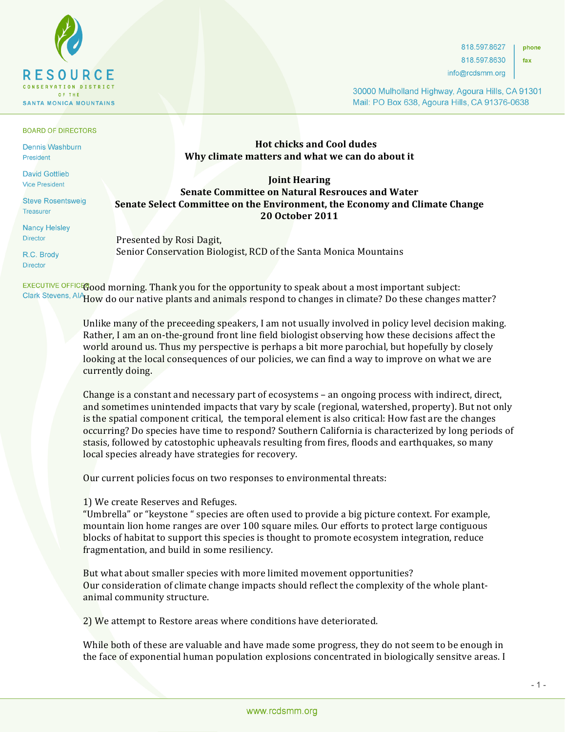RESOURCE CONSERVATION DISTRICT OF THE SANTA MONICA MOUNTAINS

818.597.8627 phone
818.597.8630 fax
info@rcdsmm.org

30000 Mulholland Highway, Agoura Hills, CA 91301
Mail: PO Box 638, Agoura Hills, CA 91376-0638

BOARD OF DIRECTORS

Dennis Washburn, President
David Gottlieb, Vice President
Steve Rosentsweig, Treasurer
Nancy Helsley, Director
R.C. Brody, Director

EXECUTIVE OFFICER
Clark Stevens, AIA

**Hot chicks and Cool dudes**
**Why climate matters and what we can do about it**

**Joint Hearing**
**Senate Committee on Natural Resrouces and Water**
**Senate Select Committee on the Environment, the Economy and Climate Change**
**20 October 2011**

Presented by Rosi Dagit,
Senior Conservation Biologist, RCD of the Santa Monica Mountains

Good morning. Thank you for the opportunity to speak about a most important subject: How do our native plants and animals respond to changes in climate? Do these changes matter?

Unlike many of the preceeding speakers, I am not usually involved in policy level decision making. Rather, I am an on-the-ground front line field biologist observing how these decisions affect the world around us. Thus my perspective is perhaps a bit more parochial, but hopefully by closely looking at the local consequences of our policies, we can find a way to improve on what we are currently doing.

Change is a constant and necessary part of ecosystems – an ongoing process with indirect, direct, and sometimes unintended impacts that vary by scale (regional, watershed, property). But not only is the spatial component critical, the temporal element is also critical: How fast are the changes occurring? Do species have time to respond? Southern California is characterized by long periods of stasis, followed by catostophic upheavals resulting from fires, floods and earthquakes, so many local species already have strategies for recovery.

Our current policies focus on two responses to environmental threats:

1) We create Reserves and Refuges.
"Umbrella" or "keystone " species are often used to provide a big picture context. For example, mountain lion home ranges are over 100 square miles. Our efforts to protect large contiguous blocks of habitat to support this species is thought to promote ecosystem integration, reduce fragmentation, and build in some resiliency.

But what about smaller species with more limited movement opportunities?
Our consideration of climate change impacts should reflect the complexity of the whole plant-animal community structure.

2) We attempt to Restore areas where conditions have deteriorated.

While both of these are valuable and have made some progress, they do not seem to be enough in the face of exponential human population explosions concentrated in biologically sensitve areas. I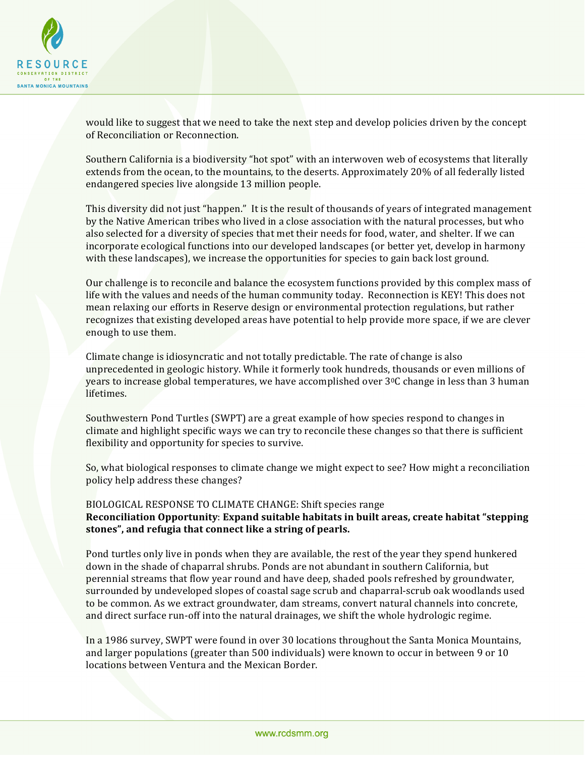would like to suggest that we need to take the next step and develop policies driven by the concept of Reconciliation or Reconnection.

Southern California is a biodiversity "hot spot" with an interwoven web of ecosystems that literally extends from the ocean, to the mountains, to the deserts. Approximately 20% of all federally listed endangered species live alongside 13 million people.

This diversity did not just "happen." It is the result of thousands of years of integrated management by the Native American tribes who lived in a close association with the natural processes, but who also selected for a diversity of species that met their needs for food, water, and shelter. If we can incorporate ecological functions into our developed landscapes (or better yet, develop in harmony with these landscapes), we increase the opportunities for species to gain back lost ground.

Our challenge is to reconcile and balance the ecosystem functions provided by this complex mass of life with the values and needs of the human community today. Reconnection is KEY! This does not mean relaxing our efforts in Reserve design or environmental protection regulations, but rather recognizes that existing developed areas have potential to help provide more space, if we are clever enough to use them.

Climate change is idiosyncratic and not totally predictable. The rate of change is also unprecedented in geologic history. While it formerly took hundreds, thousands or even millions of years to increase global temperatures, we have accomplished over $3^0$C change in less than 3 human lifetimes.

Southwestern Pond Turtles (SWPT) are a great example of how species respond to changes in climate and highlight specific ways we can try to reconcile these changes so that there is sufficient flexibility and opportunity for species to survive.

So, what biological responses to climate change we might expect to see? How might a reconciliation policy help address these changes?

BIOLOGICAL RESPONSE TO CLIMATE CHANGE: Shift species range
**Reconciliation Opportunity**: **Expand suitable habitats in built areas, create habitat "stepping stones", and refugia that connect like a string of pearls.**

Pond turtles only live in ponds when they are available, the rest of the year they spend hunkered down in the shade of chaparral shrubs. Ponds are not abundant in southern California, but perennial streams that flow year round and have deep, shaded pools refreshed by groundwater, surrounded by undeveloped slopes of coastal sage scrub and chaparral-scrub oak woodlands used to be common. As we extract groundwater, dam streams, convert natural channels into concrete, and direct surface run-off into the natural drainages, we shift the whole hydrologic regime.

In a 1986 survey, SWPT were found in over 30 locations throughout the Santa Monica Mountains, and larger populations (greater than 500 individuals) were known to occur in between 9 or 10 locations between Ventura and the Mexican Border.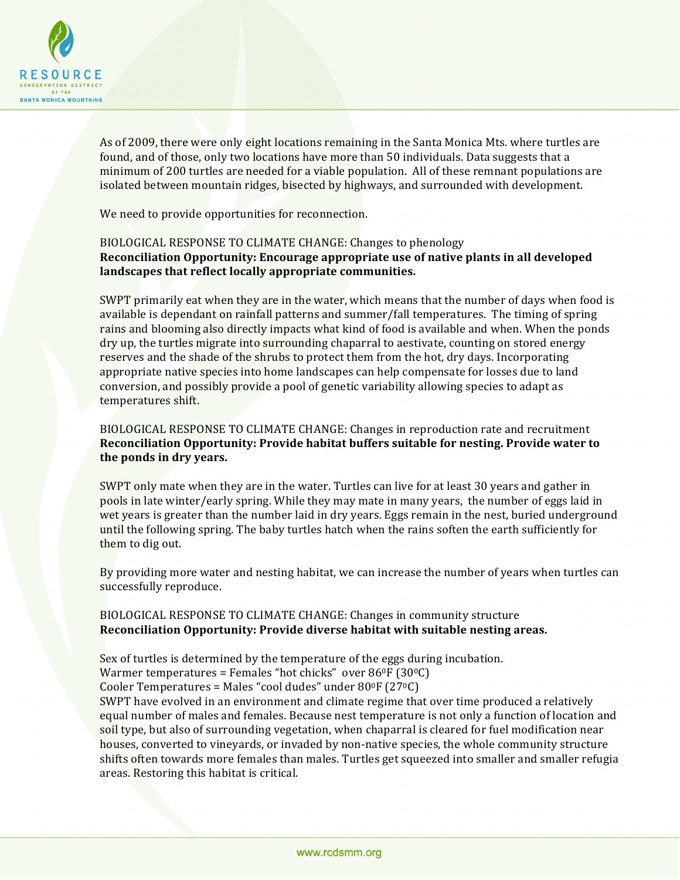As of 2009, there were only eight locations remaining in the Santa Monica Mts. where turtles are found, and of those, only two locations have more than 50 individuals. Data suggests that a minimum of 200 turtles are needed for a viable population. All of these remnant populations are isolated between mountain ridges, bisected by highways, and surrounded with development.

We need to provide opportunities for reconnection.

BIOLOGICAL RESPONSE TO CLIMATE CHANGE: Changes to phenology
**Reconciliation Opportunity: Encourage appropriate use of native plants in all developed landscapes that reflect locally appropriate communities.**

SWPT primarily eat when they are in the water, which means that the number of days when food is available is dependant on rainfall patterns and summer/fall temperatures. The timing of spring rains and blooming also directly impacts what kind of food is available and when. When the ponds dry up, the turtles migrate into surrounding chaparral to aestivate, counting on stored energy reserves and the shade of the shrubs to protect them from the hot, dry days. Incorporating appropriate native species into home landscapes can help compensate for losses due to land conversion, and possibly provide a pool of genetic variability allowing species to adapt as temperatures shift.

BIOLOGICAL RESPONSE TO CLIMATE CHANGE: Changes in reproduction rate and recruitment
**Reconciliation Opportunity: Provide habitat buffers suitable for nesting. Provide water to the ponds in dry years.**

SWPT only mate when they are in the water. Turtles can live for at least 30 years and gather in pools in late winter/early spring. While they may mate in many years, the number of eggs laid in wet years is greater than the number laid in dry years. Eggs remain in the nest, buried underground until the following spring. The baby turtles hatch when the rains soften the earth sufficiently for them to dig out.

By providing more water and nesting habitat, we can increase the number of years when turtles can successfully reproduce.

BIOLOGICAL RESPONSE TO CLIMATE CHANGE: Changes in community structure
**Reconciliation Opportunity: Provide diverse habitat with suitable nesting areas.**

Sex of turtles is determined by the temperature of the eggs during incubation.
Warmer temperatures = Females "hot chicks" over 86$^0$F (30$^0$C)
Cooler Temperatures = Males "cool dudes" under 80$^0$F (27$^0$C)
SWPT have evolved in an environment and climate regime that over time produced a relatively equal number of males and females. Because nest temperature is not only a function of location and soil type, but also of surrounding vegetation, when chaparral is cleared for fuel modification near houses, converted to vineyards, or invaded by non-native species, the whole community structure shifts often towards more females than males. Turtles get squeezed into smaller and smaller refugia areas. Restoring this habitat is critical.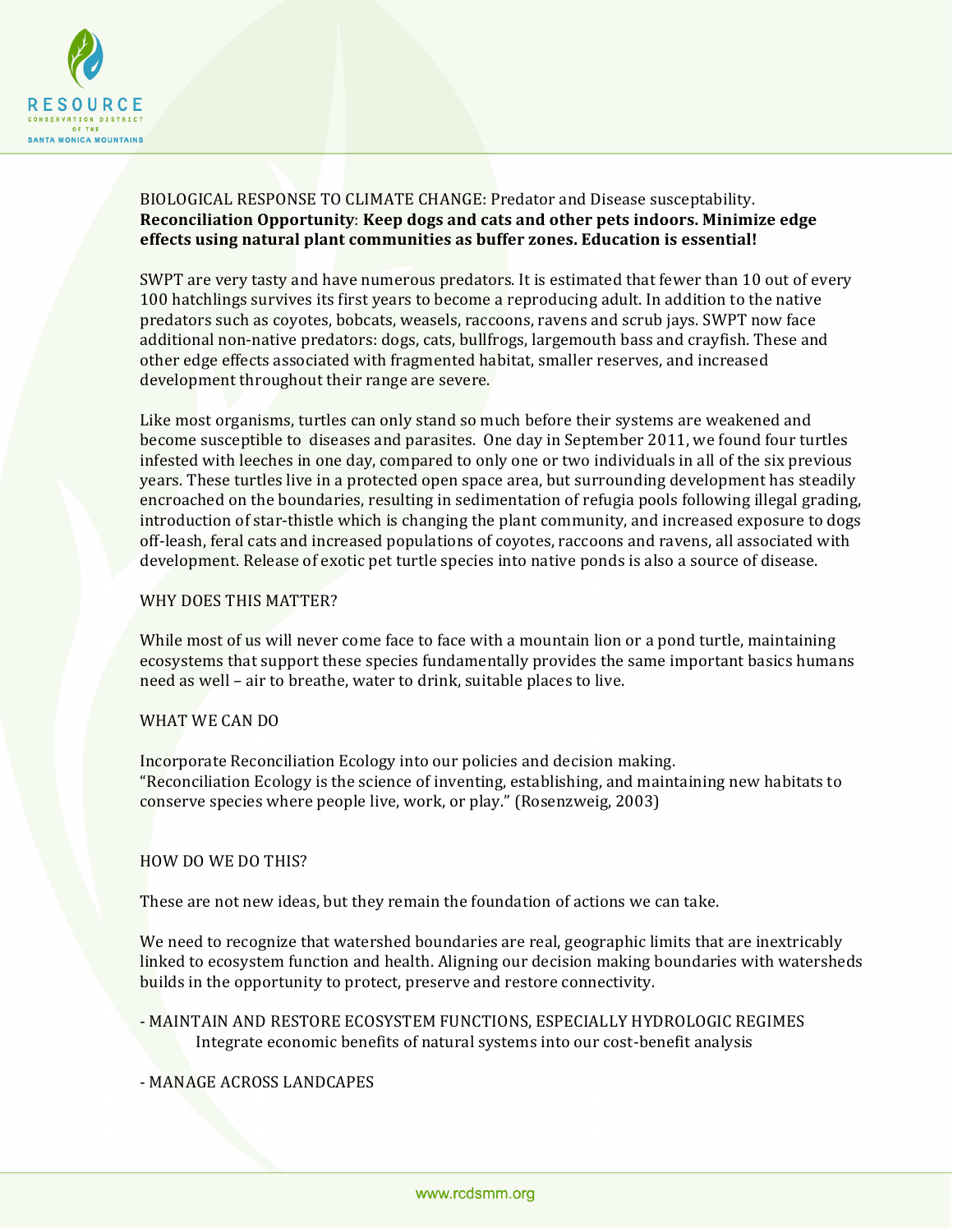BIOLOGICAL RESPONSE TO CLIMATE CHANGE: Predator and Disease susceptability.
**Reconciliation Opportunity**: **Keep dogs and cats and other pets indoors. Minimize edge effects using natural plant communities as buffer zones. Education is essential!**

SWPT are very tasty and have numerous predators. It is estimated that fewer than 10 out of every 100 hatchlings survives its first years to become a reproducing adult. In addition to the native predators such as coyotes, bobcats, weasels, raccoons, ravens and scrub jays. SWPT now face additional non-native predators: dogs, cats, bullfrogs, largemouth bass and crayfish. These and other edge effects associated with fragmented habitat, smaller reserves, and increased development throughout their range are severe.

Like most organisms, turtles can only stand so much before their systems are weakened and become susceptible to diseases and parasites. One day in September 2011, we found four turtles infested with leeches in one day, compared to only one or two individuals in all of the six previous years. These turtles live in a protected open space area, but surrounding development has steadily encroached on the boundaries, resulting in sedimentation of refugia pools following illegal grading, introduction of star-thistle which is changing the plant community, and increased exposure to dogs off-leash, feral cats and increased populations of coyotes, raccoons and ravens, all associated with development. Release of exotic pet turtle species into native ponds is also a source of disease.

WHY DOES THIS MATTER?

While most of us will never come face to face with a mountain lion or a pond turtle, maintaining ecosystems that support these species fundamentally provides the same important basics humans need as well – air to breathe, water to drink, suitable places to live.

WHAT WE CAN DO

Incorporate Reconciliation Ecology into our policies and decision making.
"Reconciliation Ecology is the science of inventing, establishing, and maintaining new habitats to conserve species where people live, work, or play." (Rosenzweig, 2003)

HOW DO WE DO THIS?

These are not new ideas, but they remain the foundation of actions we can take.

We need to recognize that watershed boundaries are real, geographic limits that are inextricably linked to ecosystem function and health. Aligning our decision making boundaries with watersheds builds in the opportunity to protect, preserve and restore connectivity.

- MAINTAIN AND RESTORE ECOSYSTEM FUNCTIONS, ESPECIALLY HYDROLOGIC REGIMES
  Integrate economic benefits of natural systems into our cost-benefit analysis

- MANAGE ACROSS LANDCAPES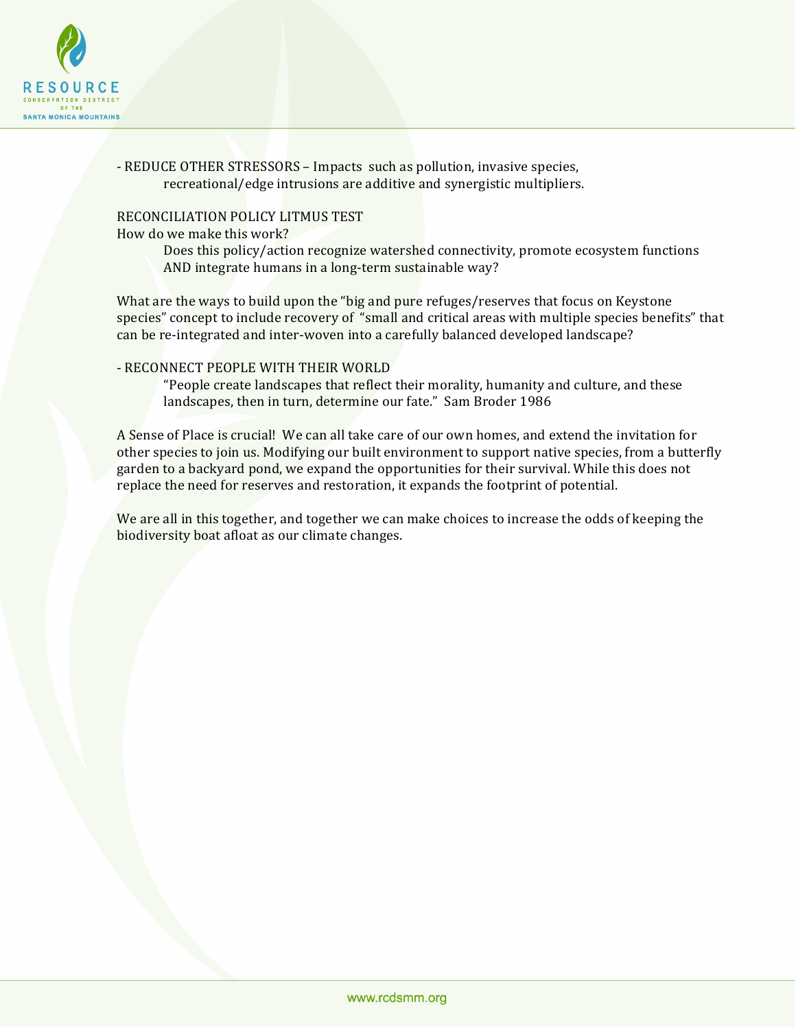- REDUCE OTHER STRESSORS – Impacts such as pollution, invasive species, recreational/edge intrusions are additive and synergistic multipliers.

RECONCILIATION POLICY LITMUS TEST

How do we make this work?

Does this policy/action recognize watershed connectivity, promote ecosystem functions AND integrate humans in a long-term sustainable way?

What are the ways to build upon the "big and pure refuges/reserves that focus on Keystone species" concept to include recovery of "small and critical areas with multiple species benefits" that can be re-integrated and inter-woven into a carefully balanced developed landscape?

- RECONNECT PEOPLE WITH THEIR WORLD

"People create landscapes that reflect their morality, humanity and culture, and these landscapes, then in turn, determine our fate." Sam Broder 1986

A Sense of Place is crucial! We can all take care of our own homes, and extend the invitation for other species to join us. Modifying our built environment to support native species, from a butterfly garden to a backyard pond, we expand the opportunities for their survival. While this does not replace the need for reserves and restoration, it expands the footprint of potential.

We are all in this together, and together we can make choices to increase the odds of keeping the biodiversity boat afloat as our climate changes.